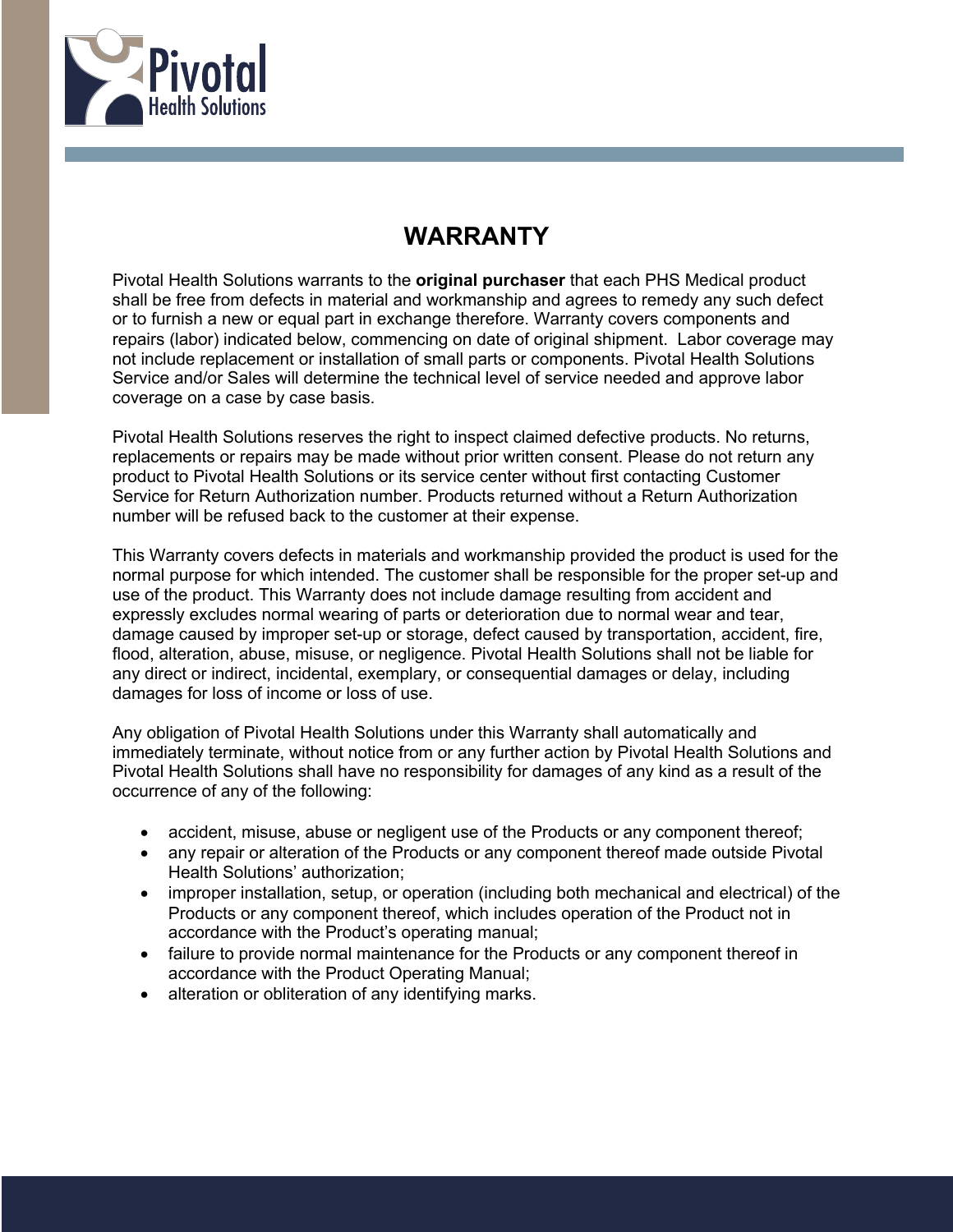# WARRANTY

Pivotal Health Solutions warrants to the **original purchaser** that each PHS Medical product shall be free from defects in material and workmanship and agrees to remedy any such defect or to furnish a new or equal part in exchange therefore. Warranty covers components and repairs (labor) indicated below, commencing on date of original shipment. Labor coverage may not include replacement or installation of small parts or components. Pivotal Health Solutions Service and/or Sales will determine the technical level of service needed and approve labor coverage on a case by case basis.

Pivotal Health Solutions reserves the right to inspect claimed defective products. No returns, replacements or repairs may be made without prior written consent. Please do not return any product to Pivotal Health Solutions or its service center without first contacting Customer Service for Return Authorization number. Products returned without a Return Authorization number will be refused back to the customer at their expense.

This Warranty covers defects in materials and workmanship provided the product is used for the normal purpose for which intended. The customer shall be responsible for the proper set-up and use of the product. This Warranty does not include damage resulting from accident and expressly excludes normal wearing of parts or deterioration due to normal wear and tear, damage caused by improper set-up or storage, defect caused by transportation, accident, fire, flood, alteration, abuse, misuse, or negligence. Pivotal Health Solutions shall not be liable for any direct or indirect, incidental, exemplary, or consequential damages or delay, including damages for loss of income or loss of use.

Any obligation of Pivotal Health Solutions under this Warranty shall automatically and immediately terminate, without notice from or any further action by Pivotal Health Solutions and Pivotal Health Solutions shall have no responsibility for damages of any kind as a result of the occurrence of any of the following:

- accident, misuse, abuse or negligent use of the Products or any component thereof;
- any repair or alteration of the Products or any component thereof made outside Pivotal Health Solutions' authorization;
- improper installation, setup, or operation (including both mechanical and electrical) of the Products or any component thereof, which includes operation of the Product not in accordance with the Product's operating manual;
- failure to provide normal maintenance for the Products or any component thereof in accordance with the Product Operating Manual;
- alteration or obliteration of any identifying marks.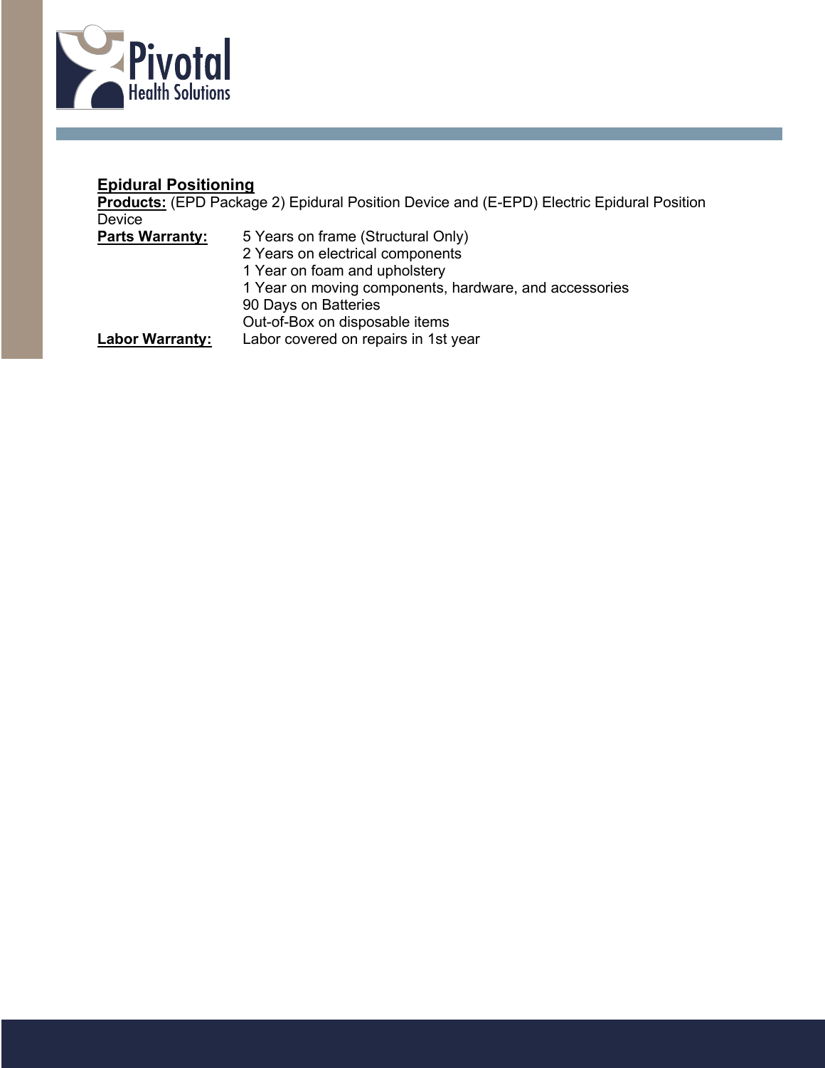## Epidural Positioning

**Products:** (EPD Package 2) Epidural Position Device and (E-EPD) Electric Epidural Position Device

**Parts Warranty:** 5 Years on frame (Structural Only)
2 Years on electrical components
1 Year on foam and upholstery
1 Year on moving components, hardware, and accessories
90 Days on Batteries
Out-of-Box on disposable items

**Labor Warranty:** Labor covered on repairs in 1st year